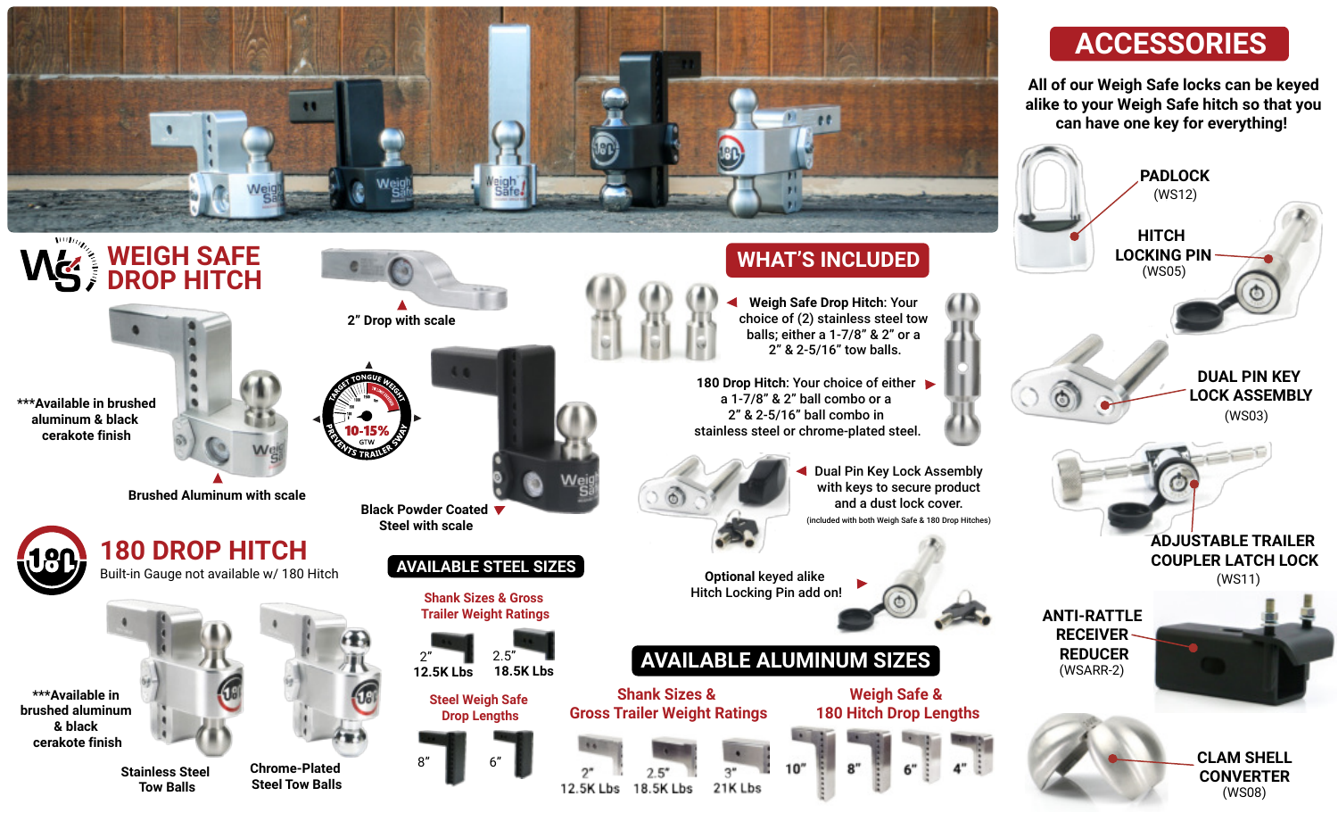# WEIGH SAFE DROP HITCH

***Available in brushed aluminum & black cerakote finish

2" Drop with scale

Brushed Aluminum with scale

TARGET TONGUE WEIGHT 10-15% GTW PREVENTS TRAILER SWAY

Black Powder Coated Steel with scale

# 180 DROP HITCH

Built-in Gauge not available w/ 180 Hitch

***Available in brushed aluminum & black cerakote finish

Stainless Steel Tow Balls

Chrome-Plated Steel Tow Balls

## WHAT'S INCLUDED

**Weigh Safe Drop Hitch**: Your choice of (2) stainless steel tow balls; either a 1-7/8" & 2" or a 2" & 2-5/16" tow balls.

**180 Drop Hitch**: Your choice of either a 1-7/8" & 2" ball combo or a 2" & 2-5/16" ball combo in stainless steel or chrome-plated steel.

Dual Pin Key Lock Assembly with keys to secure product and a dust lock cover.
(included with both Weigh Safe & 180 Drop Hitches)

Optional keyed alike Hitch Locking Pin add on!

## AVAILABLE STEEL SIZES

**Shank Sizes & Gross Trailer Weight Ratings**

- 2" 12.5K Lbs
- 2.5" 18.5K Lbs

**Steel Weigh Safe Drop Lengths**

- 8"
- 6"

## AVAILABLE ALUMINUM SIZES

**Shank Sizes & Gross Trailer Weight Ratings**

- 2" 12.5K Lbs
- 2.5" 18.5K Lbs
- 3" 21K Lbs

**Weigh Safe & 180 Hitch Drop Lengths**

- 10"
- 8"
- 6"
- 4"

## ACCESSORIES

All of our Weigh Safe locks can be keyed alike to your Weigh Safe hitch so that you can have one key for everything!

- PADLOCK (WS12)
- HITCH LOCKING PIN (WS05)
- DUAL PIN KEY LOCK ASSEMBLY (WS03)
- ADJUSTABLE TRAILER COUPLER LATCH LOCK (WS11)
- ANTI-RATTLE RECEIVER REDUCER (WSARR-2)
- CLAM SHELL CONVERTER (WS08)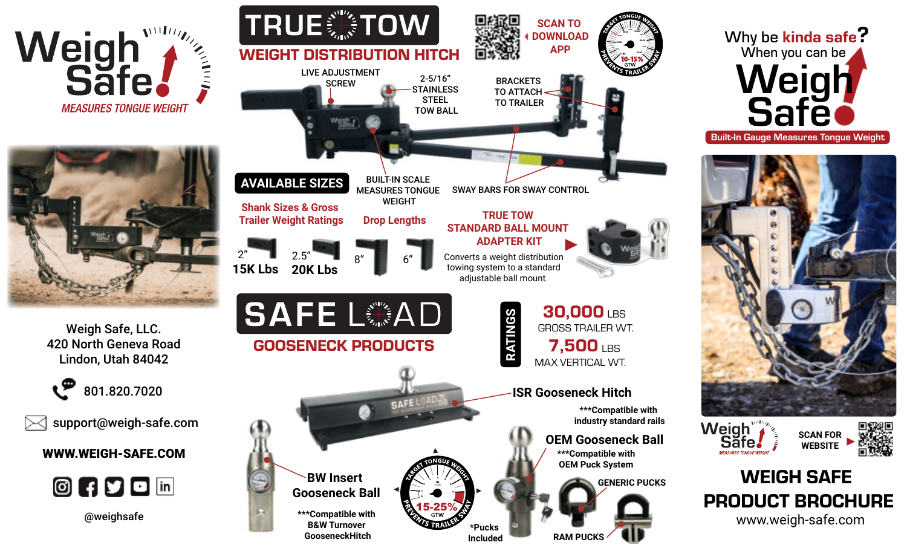# Weigh Safe!

*MEASURES TONGUE WEIGHT*

Weigh Safe, LLC.
420 North Geneva Road
Lindon, Utah 84042

801.820.7020

support@weigh-safe.com

**WWW.WEIGH-SAFE.COM**

@weighsafe

# TRUE TOW

## WEIGHT DISTRIBUTION HITCH

SCAN TO DOWNLOAD APP

TARGET TONGUE WEIGHT 10-15% GTW PREVENTS TRAILER SWAY

LIVE ADJUSTMENT SCREW

2-5/16" STAINLESS STEEL TOW BALL

BRACKETS TO ATTACH TO TRAILER

BUILT-IN SCALE MEASURES TONGUE WEIGHT

SWAY BARS FOR SWAY CONTROL

### AVAILABLE SIZES

Shank Sizes & Gross Trailer Weight Ratings

2" 15K Lbs

2.5" 20K Lbs

Drop Lengths

8"

6"

### TRUE TOW STANDARD BALL MOUNT ADAPTER KIT

Converts a weight distribution towing system to a standard adjustable ball mount.

# SAFE LOAD

## GOOSENECK PRODUCTS

RATINGS

**30,000** LBS GROSS TRAILER WT.

**7,500** LBS MAX VERTICAL WT.

**ISR Gooseneck Hitch**

***Compatible with industry standard rails

**OEM Gooseneck Ball**

***Compatible with OEM Puck System

GENERIC PUCKS

RAM PUCKS

*Pucks Included

**BW Insert Gooseneck Ball**

***Compatible with B&W Turnover GooseneckHitch

TARGET TONGUE WEIGHT 15-25% GTW PREVENTS TRAILER SWAY

Why be **kinda safe?** When you can be

# Weigh Safe!

Built-In Gauge Measures Tongue Weight

SCAN FOR WEBSITE

## WEIGH SAFE PRODUCT BROCHURE

www.weigh-safe.com